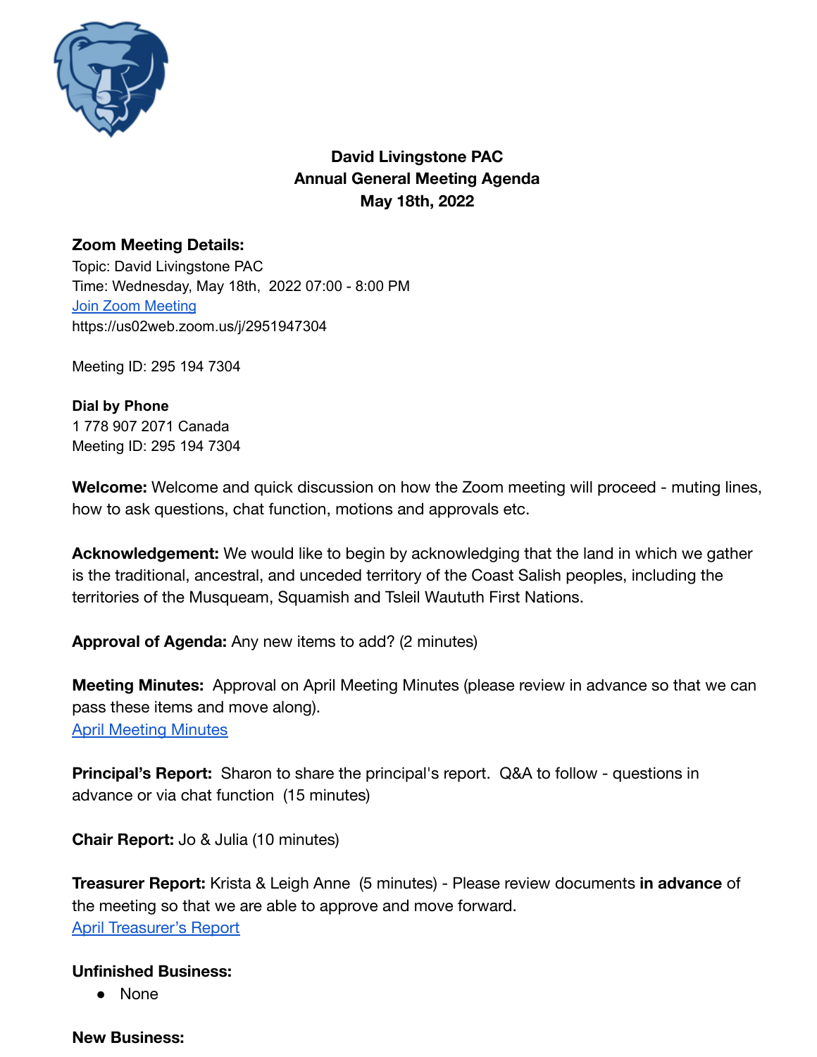# David Livingstone PAC
## Annual General Meeting Agenda
### May 18th, 2022

**Zoom Meeting Details:**
Topic: David Livingstone PAC
Time: Wednesday, May 18th, 2022 07:00 - 8:00 PM
Join Zoom Meeting
https://us02web.zoom.us/j/2951947304

Meeting ID: 295 194 7304

**Dial by Phone**
1 778 907 2071 Canada
Meeting ID: 295 194 7304

**Welcome:** Welcome and quick discussion on how the Zoom meeting will proceed - muting lines, how to ask questions, chat function, motions and approvals etc.

**Acknowledgement:** We would like to begin by acknowledging that the land in which we gather is the traditional, ancestral, and unceded territory of the Coast Salish peoples, including the territories of the Musqueam, Squamish and Tsleil Waututh First Nations.

**Approval of Agenda:** Any new items to add? (2 minutes)

**Meeting Minutes:** Approval on April Meeting Minutes (please review in advance so that we can pass these items and move along).
April Meeting Minutes

**Principal's Report:** Sharon to share the principal's report. Q&A to follow - questions in advance or via chat function (15 minutes)

**Chair Report:** Jo & Julia (10 minutes)

**Treasurer Report:** Krista & Leigh Anne (5 minutes) - Please review documents **in advance** of the meeting so that we are able to approve and move forward.
April Treasurer's Report

**Unfinished Business:**
- None

**New Business:**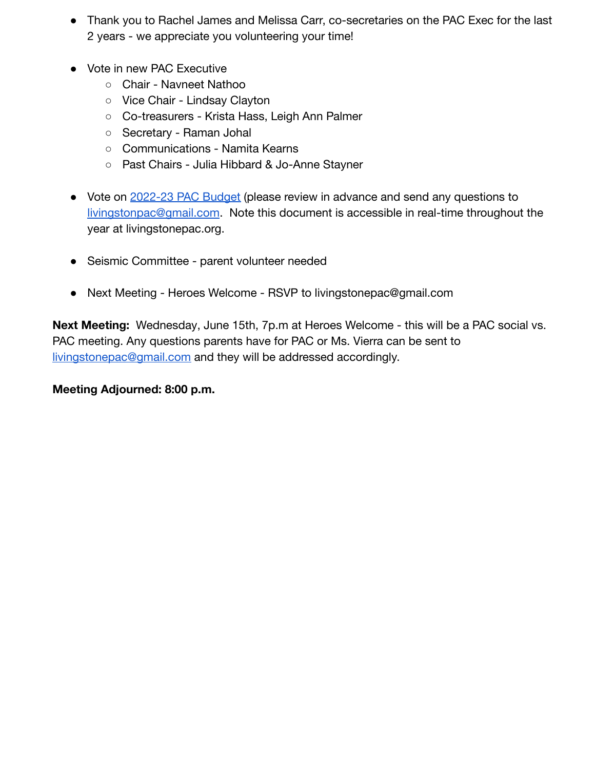- Thank you to Rachel James and Melissa Carr, co-secretaries on the PAC Exec for the last 2 years - we appreciate you volunteering your time!

- Vote in new PAC Executive
  - Chair - Navneet Nathoo
  - Vice Chair - Lindsay Clayton
  - Co-treasurers - Krista Hass, Leigh Ann Palmer
  - Secretary - Raman Johal
  - Communications - Namita Kearns
  - Past Chairs - Julia Hibbard & Jo-Anne Stayner

- Vote on 2022-23 PAC Budget (please review in advance and send any questions to livingstonpac@gmail.com. Note this document is accessible in real-time throughout the year at livingstonepac.org.

- Seismic Committee - parent volunteer needed

- Next Meeting - Heroes Welcome - RSVP to livingstonepac@gmail.com

**Next Meeting:** Wednesday, June 15th, 7p.m at Heroes Welcome - this will be a PAC social vs. PAC meeting. Any questions parents have for PAC or Ms. Vierra can be sent to livingstonepac@gmail.com and they will be addressed accordingly.

**Meeting Adjourned: 8:00 p.m.**